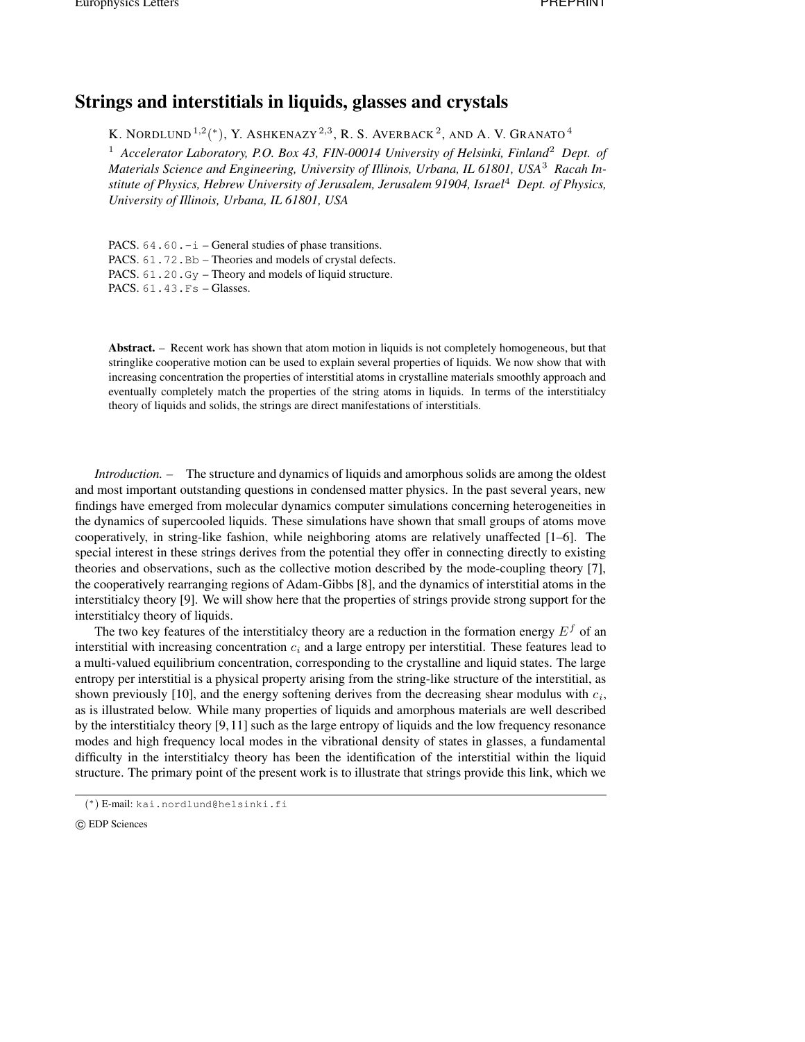# Strings and interstitials in liquids, glasses and crystals

K. NORDLUND [1,2] (*), Y. ASHKENAZY [2,3], R. S. AVERBACK [2], AND A. V. GRANATO [4]

[1] *Accelerator Laboratory, P.O. Box 43, FIN-00014 University of Helsinki, Finland* [2] *Dept. of Materials Science and Engineering, University of Illinois, Urbana, IL 61801, USA* [3] *Racah Institute of Physics, Hebrew University of Jerusalem, Jerusalem 91904, Israel* [4] *Dept. of Physics, University of Illinois, Urbana, IL 61801, USA*

PACS. 64.60.-i – General studies of phase transitions.
PACS. 61.72.Bb – Theories and models of crystal defects.
PACS. 61.20.Gy – Theory and models of liquid structure.
PACS. 61.43.Fs – Glasses.

**Abstract.** – Recent work has shown that atom motion in liquids is not completely homogeneous, but that stringlike cooperative motion can be used to explain several properties of liquids. We now show that with increasing concentration the properties of interstitial atoms in crystalline materials smoothly approach and eventually completely match the properties of the string atoms in liquids. In terms of the interstitialcy theory of liquids and solids, the strings are direct manifestations of interstitials.

*Introduction.* – The structure and dynamics of liquids and amorphous solids are among the oldest and most important outstanding questions in condensed matter physics. In the past several years, new findings have emerged from molecular dynamics computer simulations concerning heterogeneities in the dynamics of supercooled liquids. These simulations have shown that small groups of atoms move cooperatively, in string-like fashion, while neighboring atoms are relatively unaffected [1–6]. The special interest in these strings derives from the potential they offer in connecting directly to existing theories and observations, such as the collective motion described by the mode-coupling theory [7], the cooperatively rearranging regions of Adam-Gibbs [8], and the dynamics of interstitial atoms in the interstitialcy theory [9]. We will show here that the properties of strings provide strong support for the interstitialcy theory of liquids.

The two key features of the interstitialcy theory are a reduction in the formation energy $E^f$ of an interstitial with increasing concentration $c_i$ and a large entropy per interstitial. These features lead to a multi-valued equilibrium concentration, corresponding to the crystalline and liquid states. The large entropy per interstitial is a physical property arising from the string-like structure of the interstitial, as shown previously [10], and the energy softening derives from the decreasing shear modulus with $c_i$, as is illustrated below. While many properties of liquids and amorphous materials are well described by the interstitialcy theory [9, 11] such as the large entropy of liquids and the low frequency resonance modes and high frequency local modes in the vibrational density of states in glasses, a fundamental difficulty in the interstitialcy theory has been the identification of the interstitial within the liquid structure. The primary point of the present work is to illustrate that strings provide this link, which we

(*) E-mail: kai.nordlund@helsinki.fi

© EDP Sciences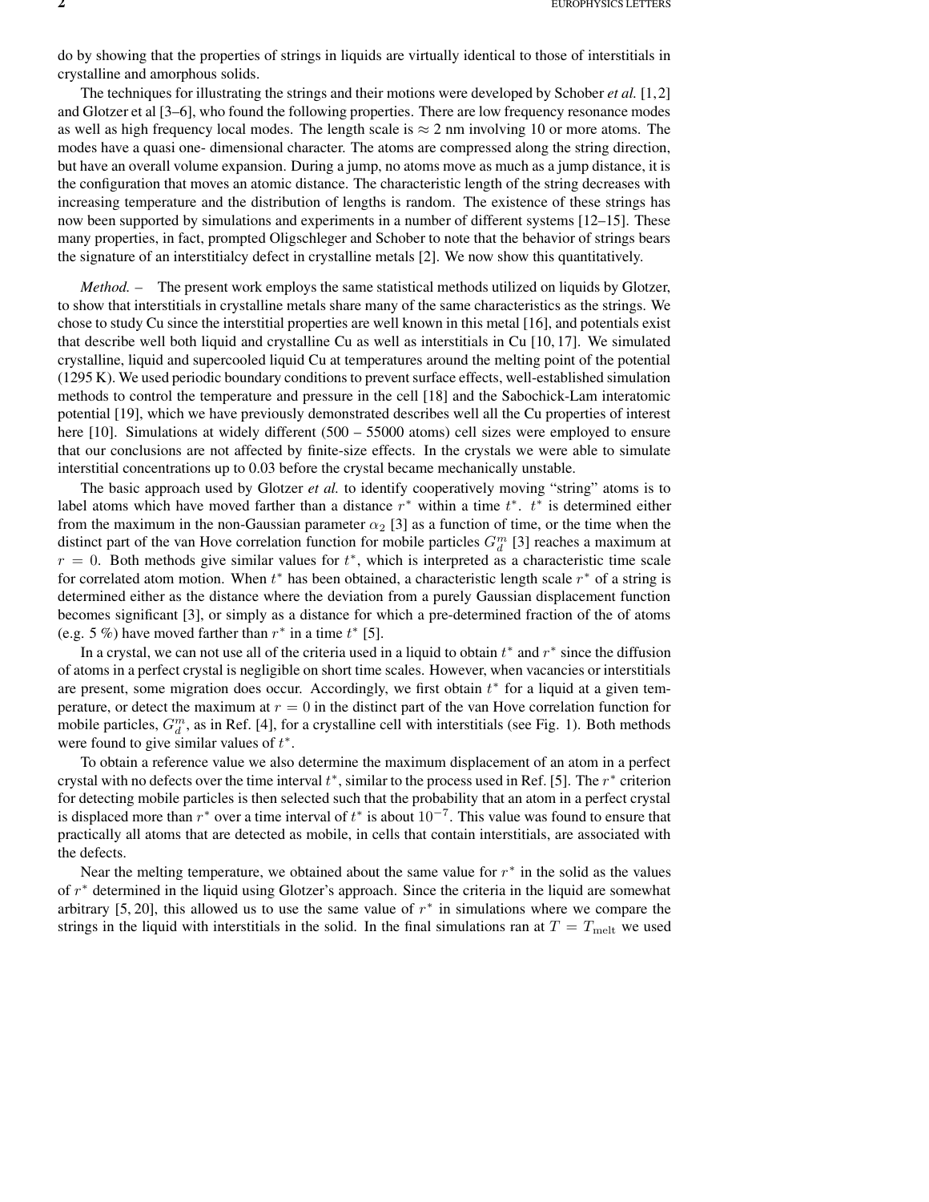do by showing that the properties of strings in liquids are virtually identical to those of interstitials in crystalline and amorphous solids.

The techniques for illustrating the strings and their motions were developed by Schober *et al.* [1,2] and Glotzer et al [3–6], who found the following properties. There are low frequency resonance modes as well as high frequency local modes. The length scale is $\approx 2$ nm involving 10 or more atoms. The modes have a quasi one- dimensional character. The atoms are compressed along the string direction, but have an overall volume expansion. During a jump, no atoms move as much as a jump distance, it is the configuration that moves an atomic distance. The characteristic length of the string decreases with increasing temperature and the distribution of lengths is random. The existence of these strings has now been supported by simulations and experiments in a number of different systems [12–15]. These many properties, in fact, prompted Oligschleger and Schober to note that the behavior of strings bears the signature of an interstitialcy defect in crystalline metals [2]. We now show this quantitatively.

*Method.* – The present work employs the same statistical methods utilized on liquids by Glotzer, to show that interstitials in crystalline metals share many of the same characteristics as the strings. We chose to study Cu since the interstitial properties are well known in this metal [16], and potentials exist that describe well both liquid and crystalline Cu as well as interstitials in Cu [10, 17]. We simulated crystalline, liquid and supercooled liquid Cu at temperatures around the melting point of the potential (1295 K). We used periodic boundary conditions to prevent surface effects, well-established simulation methods to control the temperature and pressure in the cell [18] and the Sabochick-Lam interatomic potential [19], which we have previously demonstrated describes well all the Cu properties of interest here [10]. Simulations at widely different (500 – 55000 atoms) cell sizes were employed to ensure that our conclusions are not affected by finite-size effects. In the crystals we were able to simulate interstitial concentrations up to 0.03 before the crystal became mechanically unstable.

The basic approach used by Glotzer *et al.* to identify cooperatively moving "string" atoms is to label atoms which have moved farther than a distance $r^*$ within a time $t^*$. $t^*$ is determined either from the maximum in the non-Gaussian parameter $\alpha_2$ [3] as a function of time, or the time when the distinct part of the van Hove correlation function for mobile particles $G_d^m$ [3] reaches a maximum at $r = 0$. Both methods give similar values for $t^*$, which is interpreted as a characteristic time scale for correlated atom motion. When $t^*$ has been obtained, a characteristic length scale $r^*$ of a string is determined either as the distance where the deviation from a purely Gaussian displacement function becomes significant [3], or simply as a distance for which a pre-determined fraction of the of atoms (e.g. 5 %) have moved farther than $r^*$ in a time $t^*$ [5].

In a crystal, we can not use all of the criteria used in a liquid to obtain $t^*$ and $r^*$ since the diffusion of atoms in a perfect crystal is negligible on short time scales. However, when vacancies or interstitials are present, some migration does occur. Accordingly, we first obtain $t^*$ for a liquid at a given temperature, or detect the maximum at $r = 0$ in the distinct part of the van Hove correlation function for mobile particles, $G_d^m$, as in Ref. [4], for a crystalline cell with interstitials (see Fig. 1). Both methods were found to give similar values of $t^*$.

To obtain a reference value we also determine the maximum displacement of an atom in a perfect crystal with no defects over the time interval $t^*$, similar to the process used in Ref. [5]. The $r^*$ criterion for detecting mobile particles is then selected such that the probability that an atom in a perfect crystal is displaced more than $r^*$ over a time interval of $t^*$ is about $10^{-7}$. This value was found to ensure that practically all atoms that are detected as mobile, in cells that contain interstitials, are associated with the defects.

Near the melting temperature, we obtained about the same value for $r^*$ in the solid as the values of $r^*$ determined in the liquid using Glotzer's approach. Since the criteria in the liquid are somewhat arbitrary [5, 20], this allowed us to use the same value of $r^*$ in simulations where we compare the strings in the liquid with interstitials in the solid. In the final simulations ran at $T = T_{\mathrm{melt}}$ we used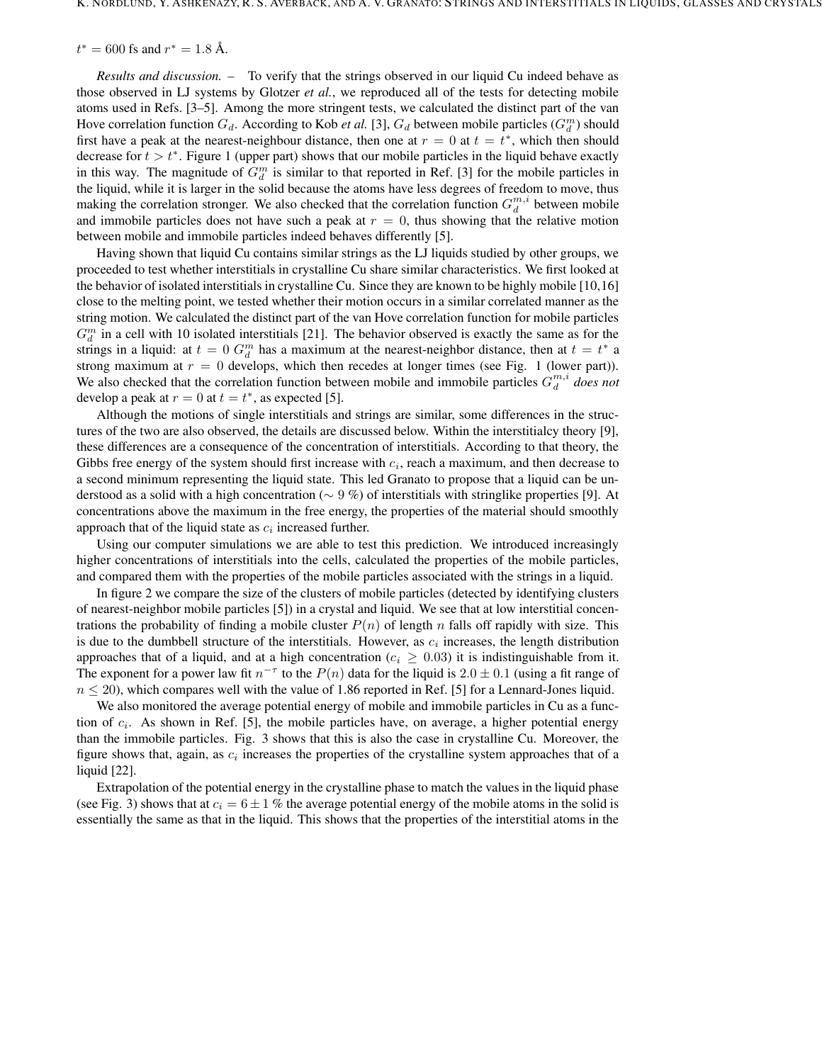$t^* = 600$ fs and $r^* = 1.8$ Å.

*Results and discussion.* – To verify that the strings observed in our liquid Cu indeed behave as those observed in LJ systems by Glotzer *et al.*, we reproduced all of the tests for detecting mobile atoms used in Refs. [3–5]. Among the more stringent tests, we calculated the distinct part of the van Hove correlation function $G_d$. According to Kob *et al.* [3], $G_d$ between mobile particles ($G_d^m$) should first have a peak at the nearest-neighbour distance, then one at $r = 0$ at $t = t^*$, which then should decrease for $t > t^*$. Figure 1 (upper part) shows that our mobile particles in the liquid behave exactly in this way. The magnitude of $G_d^m$ is similar to that reported in Ref. [3] for the mobile particles in the liquid, while it is larger in the solid because the atoms have less degrees of freedom to move, thus making the correlation stronger. We also checked that the correlation function $G_d^{m,i}$ between mobile and immobile particles does not have such a peak at $r = 0$, thus showing that the relative motion between mobile and immobile particles indeed behaves differently [5].

Having shown that liquid Cu contains similar strings as the LJ liquids studied by other groups, we proceeded to test whether interstitials in crystalline Cu share similar characteristics. We first looked at the behavior of isolated interstitials in crystalline Cu. Since they are known to be highly mobile [10,16] close to the melting point, we tested whether their motion occurs in a similar correlated manner as the string motion. We calculated the distinct part of the van Hove correlation function for mobile particles $G_d^m$ in a cell with 10 isolated interstitials [21]. The behavior observed is exactly the same as for the strings in a liquid: at $t = 0$ $G_d^m$ has a maximum at the nearest-neighbor distance, then at $t = t^*$ a strong maximum at $r = 0$ develops, which then recedes at longer times (see Fig. 1 (lower part)). We also checked that the correlation function between mobile and immobile particles $G_d^{m,i}$ *does not* develop a peak at $r = 0$ at $t = t^*$, as expected [5].

Although the motions of single interstitials and strings are similar, some differences in the structures of the two are also observed, the details are discussed below. Within the interstitialcy theory [9], these differences are a consequence of the concentration of interstitials. According to that theory, the Gibbs free energy of the system should first increase with $c_i$, reach a maximum, and then decrease to a second minimum representing the liquid state. This led Granato to propose that a liquid can be understood as a solid with a high concentration ($\sim 9$ %) of interstitials with stringlike properties [9]. At concentrations above the maximum in the free energy, the properties of the material should smoothly approach that of the liquid state as $c_i$ increased further.

Using our computer simulations we are able to test this prediction. We introduced increasingly higher concentrations of interstitials into the cells, calculated the properties of the mobile particles, and compared them with the properties of the mobile particles associated with the strings in a liquid.

In figure 2 we compare the size of the clusters of mobile particles (detected by identifying clusters of nearest-neighbor mobile particles [5]) in a crystal and liquid. We see that at low interstitial concentrations the probability of finding a mobile cluster $P(n)$ of length $n$ falls off rapidly with size. This is due to the dumbbell structure of the interstitials. However, as $c_i$ increases, the length distribution approaches that of a liquid, and at a high concentration ($c_i \geq 0.03$) it is indistinguishable from it. The exponent for a power law fit $n^{-\tau}$ to the $P(n)$ data for the liquid is $2.0 \pm 0.1$ (using a fit range of $n \leq 20$), which compares well with the value of 1.86 reported in Ref. [5] for a Lennard-Jones liquid.

We also monitored the average potential energy of mobile and immobile particles in Cu as a function of $c_i$. As shown in Ref. [5], the mobile particles have, on average, a higher potential energy than the immobile particles. Fig. 3 shows that this is also the case in crystalline Cu. Moreover, the figure shows that, again, as $c_i$ increases the properties of the crystalline system approaches that of a liquid [22].

Extrapolation of the potential energy in the crystalline phase to match the values in the liquid phase (see Fig. 3) shows that at $c_i = 6 \pm 1$ % the average potential energy of the mobile atoms in the solid is essentially the same as that in the liquid. This shows that the properties of the interstitial atoms in the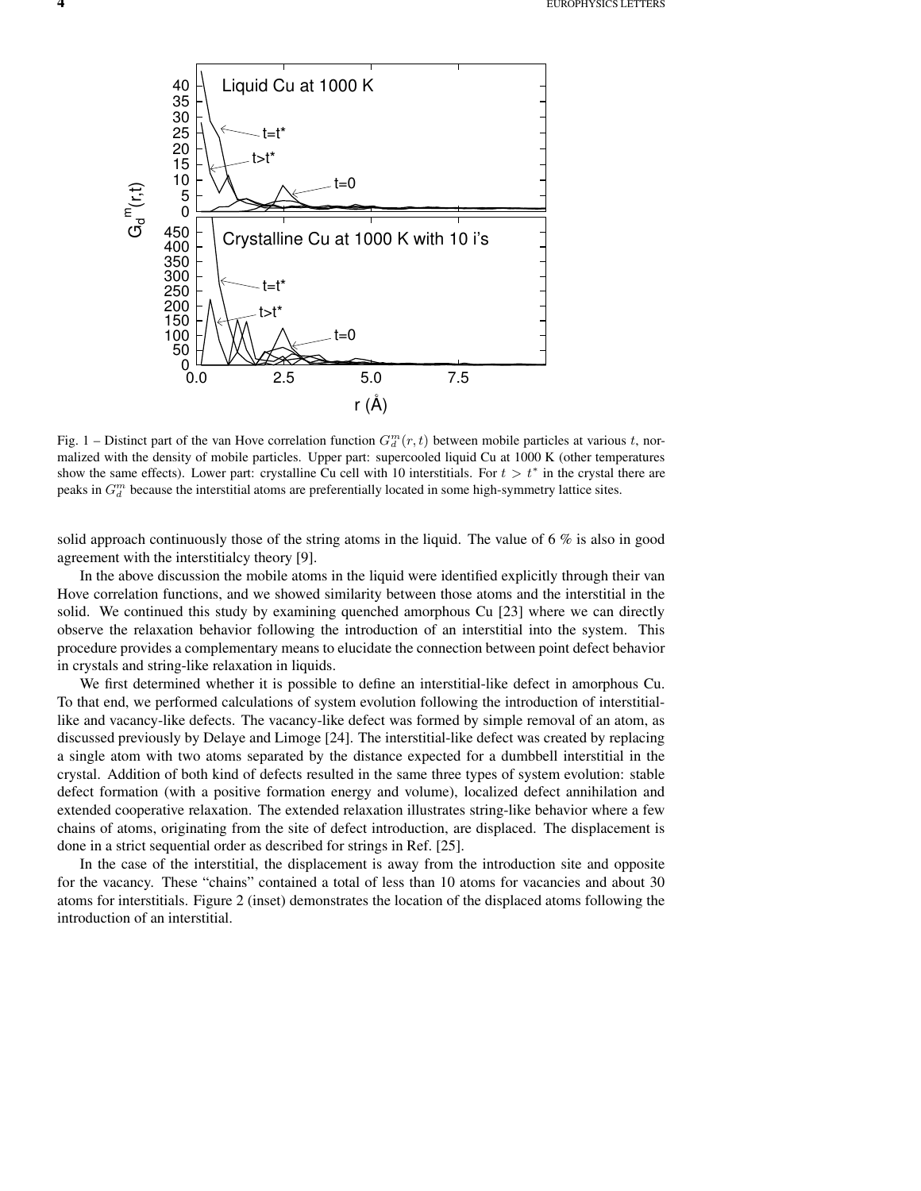Fig. 1 – Distinct part of the van Hove correlation function $G_d^m(r,t)$ between mobile particles at various $t$, normalized with the density of mobile particles. Upper part: supercooled liquid Cu at 1000 K (other temperatures show the same effects). Lower part: crystalline Cu cell with 10 interstitials. For $t > t^*$ in the crystal there are peaks in $G_d^m$ because the interstitial atoms are preferentially located in some high-symmetry lattice sites.

solid approach continuously those of the string atoms in the liquid. The value of 6 % is also in good agreement with the interstitialcy theory [9].

In the above discussion the mobile atoms in the liquid were identified explicitly through their van Hove correlation functions, and we showed similarity between those atoms and the interstitial in the solid. We continued this study by examining quenched amorphous Cu [23] where we can directly observe the relaxation behavior following the introduction of an interstitial into the system. This procedure provides a complementary means to elucidate the connection between point defect behavior in crystals and string-like relaxation in liquids.

We first determined whether it is possible to define an interstitial-like defect in amorphous Cu. To that end, we performed calculations of system evolution following the introduction of interstitial-like and vacancy-like defects. The vacancy-like defect was formed by simple removal of an atom, as discussed previously by Delaye and Limoge [24]. The interstitial-like defect was created by replacing a single atom with two atoms separated by the distance expected for a dumbbell interstitial in the crystal. Addition of both kind of defects resulted in the same three types of system evolution: stable defect formation (with a positive formation energy and volume), localized defect annihilation and extended cooperative relaxation. The extended relaxation illustrates string-like behavior where a few chains of atoms, originating from the site of defect introduction, are displaced. The displacement is done in a strict sequential order as described for strings in Ref. [25].

In the case of the interstitial, the displacement is away from the introduction site and opposite for the vacancy. These "chains" contained a total of less than 10 atoms for vacancies and about 30 atoms for interstitials. Figure 2 (inset) demonstrates the location of the displaced atoms following the introduction of an interstitial.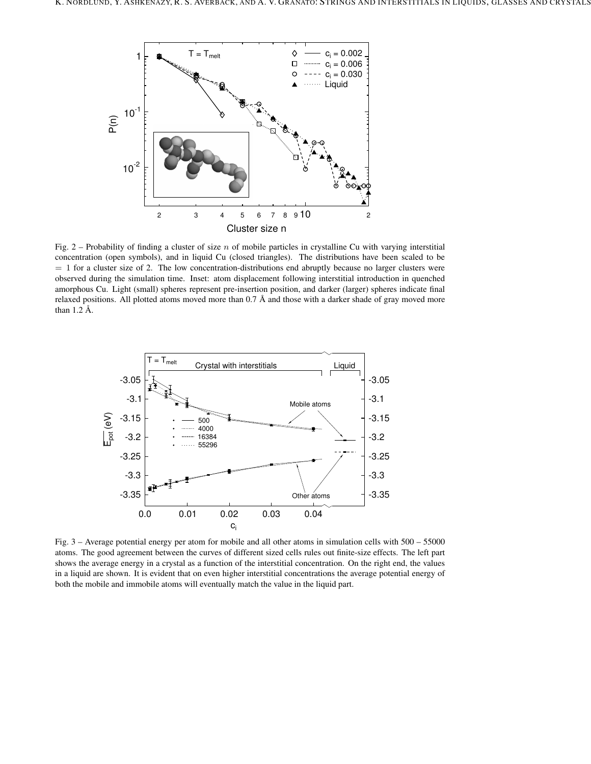Fig. 2 – Probability of finding a cluster of size $n$ of mobile particles in crystalline Cu with varying interstitial concentration (open symbols), and in liquid Cu (closed triangles). The distributions have been scaled to be $= 1$ for a cluster size of 2. The low concentration-distributions end abruptly because no larger clusters were observed during the simulation time. Inset: atom displacement following interstitial introduction in quenched amorphous Cu. Light (small) spheres represent pre-insertion position, and darker (larger) spheres indicate final relaxed positions. All plotted atoms moved more than 0.7 Å and those with a darker shade of gray moved more than 1.2 Å.

Fig. 3 – Average potential energy per atom for mobile and all other atoms in simulation cells with 500 – 55000 atoms. The good agreement between the curves of different sized cells rules out finite-size effects. The left part shows the average energy in a crystal as a function of the interstitial concentration. On the right end, the values in a liquid are shown. It is evident that on even higher interstitial concentrations the average potential energy of both the mobile and immobile atoms will eventually match the value in the liquid part.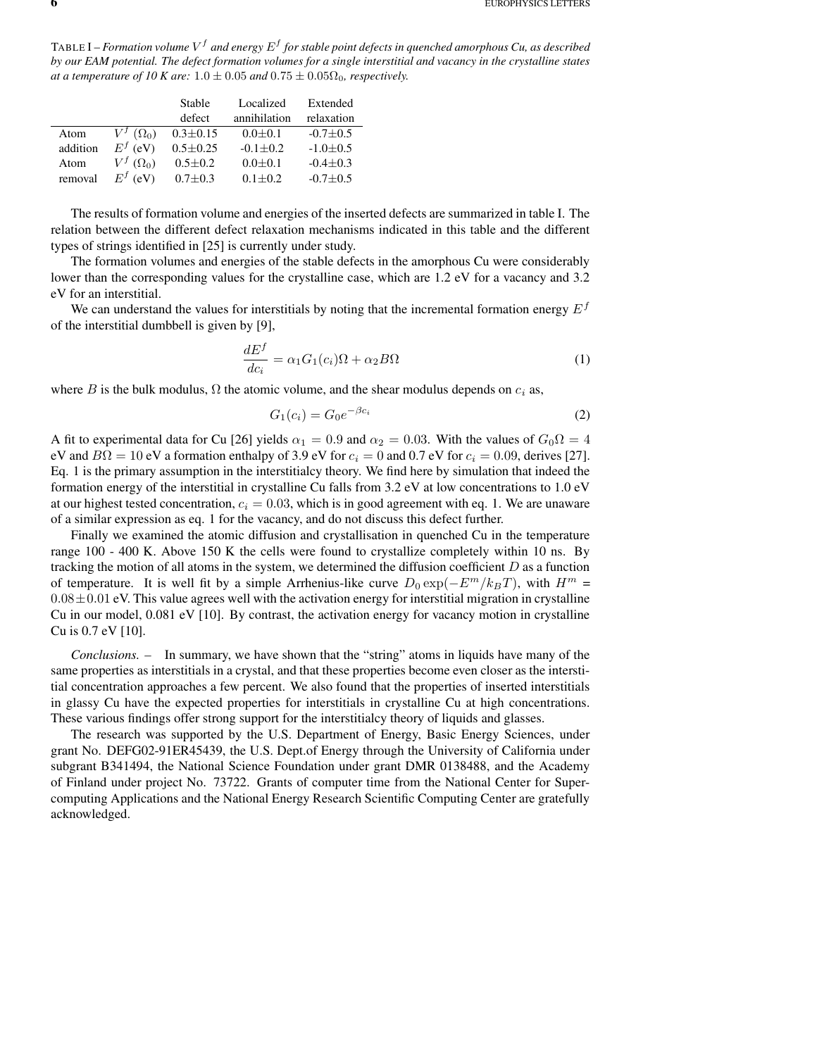TABLE I – *Formation volume $V^f$ and energy $E^f$ for stable point defects in quenched amorphous Cu, as described by our EAM potential. The defect formation volumes for a single interstitial and vacancy in the crystalline states at a temperature of 10 K are: $1.0 \pm 0.05$ and $0.75 \pm 0.05\Omega_0$, respectively.*

| | | Stable defect | Localized annihilation | Extended relaxation |
|---|---|---|---|---|
| Atom | $V^f$ ($\Omega_0$) | 0.3±0.15 | 0.0±0.1 | -0.7±0.5 |
| addition | $E^f$ (eV) | 0.5±0.25 | -0.1±0.2 | -1.0±0.5 |
| Atom | $V^f$ ($\Omega_0$) | 0.5±0.2 | 0.0±0.1 | -0.4±0.3 |
| removal | $E^f$ (eV) | 0.7±0.3 | 0.1±0.2 | -0.7±0.5 |

The results of formation volume and energies of the inserted defects are summarized in table I. The relation between the different defect relaxation mechanisms indicated in this table and the different types of strings identified in [25] is currently under study.

The formation volumes and energies of the stable defects in the amorphous Cu were considerably lower than the corresponding values for the crystalline case, which are 1.2 eV for a vacancy and 3.2 eV for an interstitial.

We can understand the values for interstitials by noting that the incremental formation energy $E^f$ of the interstitial dumbbell is given by [9],

$$\frac{dE^f}{dc_i} = \alpha_1 G_1(c_i)\Omega + \alpha_2 B\Omega \tag{1}$$

where $B$ is the bulk modulus, $\Omega$ the atomic volume, and the shear modulus depends on $c_i$ as,

$$G_1(c_i) = G_0 e^{-\beta c_i} \tag{2}$$

A fit to experimental data for Cu [26] yields $\alpha_1 = 0.9$ and $\alpha_2 = 0.03$. With the values of $G_0\Omega = 4$ eV and $B\Omega = 10$ eV a formation enthalpy of 3.9 eV for $c_i = 0$ and 0.7 eV for $c_i = 0.09$, derives [27]. Eq. 1 is the primary assumption in the interstitialcy theory. We find here by simulation that indeed the formation energy of the interstitial in crystalline Cu falls from 3.2 eV at low concentrations to 1.0 eV at our highest tested concentration, $c_i = 0.03$, which is in good agreement with eq. 1. We are unaware of a similar expression as eq. 1 for the vacancy, and do not discuss this defect further.

Finally we examined the atomic diffusion and crystallisation in quenched Cu in the temperature range 100 - 400 K. Above 150 K the cells were found to crystallize completely within 10 ns. By tracking the motion of all atoms in the system, we determined the diffusion coefficient $D$ as a function of temperature. It is well fit by a simple Arrhenius-like curve $D_0 \exp(-E^m/k_BT)$, with $H^m = 0.08 \pm 0.01$ eV. This value agrees well with the activation energy for interstitial migration in crystalline Cu in our model, 0.081 eV [10]. By contrast, the activation energy for vacancy motion in crystalline Cu is 0.7 eV [10].

*Conclusions.* – In summary, we have shown that the "string" atoms in liquids have many of the same properties as interstitials in a crystal, and that these properties become even closer as the interstitial concentration approaches a few percent. We also found that the properties of inserted interstitials in glassy Cu have the expected properties for interstitials in crystalline Cu at high concentrations. These various findings offer strong support for the interstitialcy theory of liquids and glasses.

The research was supported by the U.S. Department of Energy, Basic Energy Sciences, under grant No. DEFG02-91ER45439, the U.S. Dept.of Energy through the University of California under subgrant B341494, the National Science Foundation under grant DMR 0138488, and the Academy of Finland under project No. 73722. Grants of computer time from the National Center for Supercomputing Applications and the National Energy Research Scientific Computing Center are gratefully acknowledged.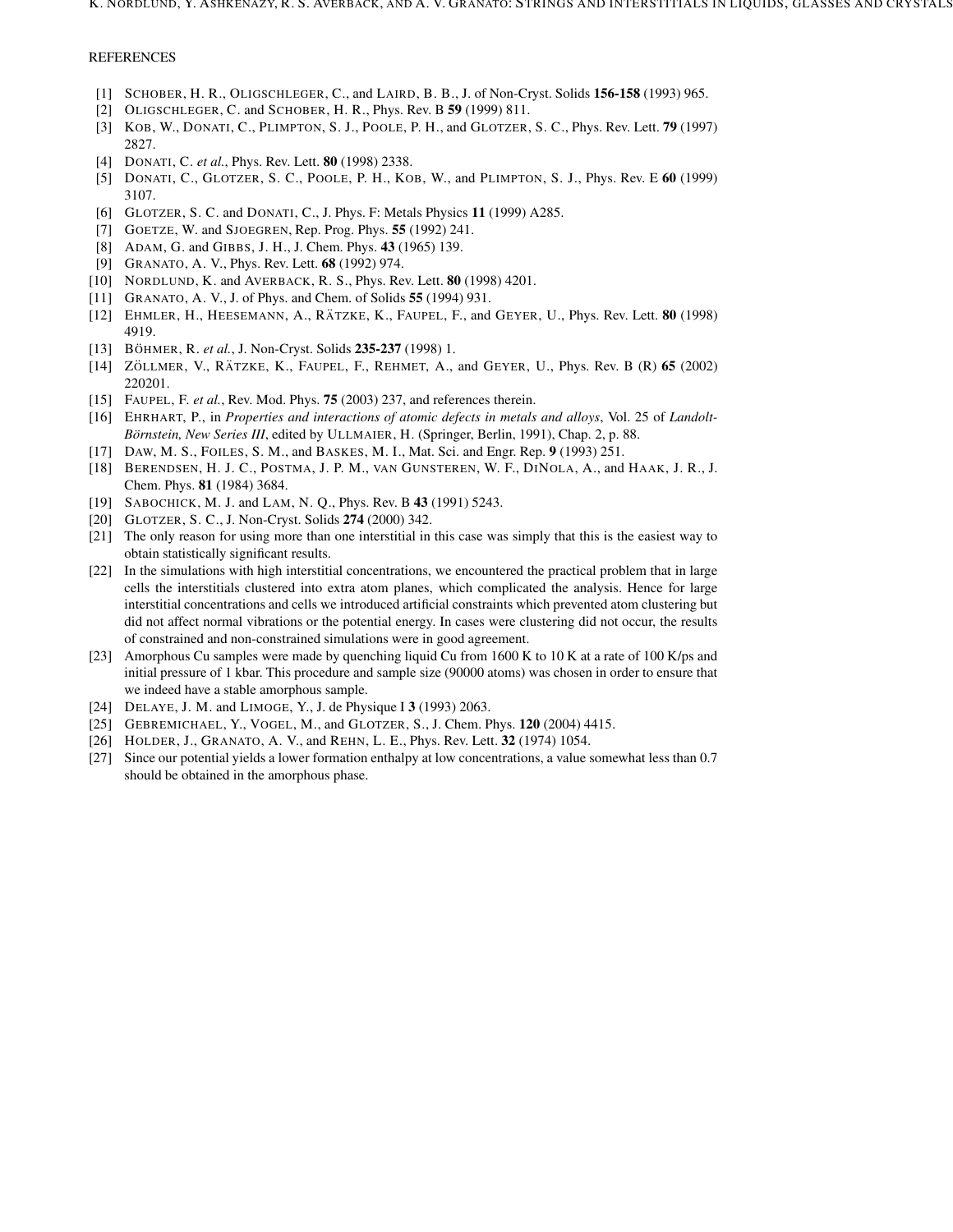REFERENCES

[1] Schober, H. R., Oligschleger, C., and Laird, B. B., J. of Non-Cryst. Solids **156-158** (1993) 965.

[2] Oligschleger, C. and Schober, H. R., Phys. Rev. B **59** (1999) 811.

[3] Kob, W., Donati, C., Plimpton, S. J., Poole, P. H., and Glotzer, S. C., Phys. Rev. Lett. **79** (1997) 2827.

[4] Donati, C. *et al.*, Phys. Rev. Lett. **80** (1998) 2338.

[5] Donati, C., Glotzer, S. C., Poole, P. H., Kob, W., and Plimpton, S. J., Phys. Rev. E **60** (1999) 3107.

[6] Glotzer, S. C. and Donati, C., J. Phys. F: Metals Physics **11** (1999) A285.

[7] Goetze, W. and Sjoegren, Rep. Prog. Phys. **55** (1992) 241.

[8] Adam, G. and Gibbs, J. H., J. Chem. Phys. **43** (1965) 139.

[9] Granato, A. V., Phys. Rev. Lett. **68** (1992) 974.

[10] Nordlund, K. and Averback, R. S., Phys. Rev. Lett. **80** (1998) 4201.

[11] Granato, A. V., J. of Phys. and Chem. of Solids **55** (1994) 931.

[12] Ehmler, H., Heesemann, A., Rätzke, K., Faupel, F., and Geyer, U., Phys. Rev. Lett. **80** (1998) 4919.

[13] Böhmer, R. *et al.*, J. Non-Cryst. Solids **235-237** (1998) 1.

[14] Zöllmer, V., Rätzke, K., Faupel, F., Rehmet, A., and Geyer, U., Phys. Rev. B (R) **65** (2002) 220201.

[15] Faupel, F. *et al.*, Rev. Mod. Phys. **75** (2003) 237, and references therein.

[16] Ehrhart, P., in *Properties and interactions of atomic defects in metals and alloys*, Vol. 25 of *Landolt-Börnstein, New Series III*, edited by Ullmaier, H. (Springer, Berlin, 1991), Chap. 2, p. 88.

[17] Daw, M. S., Foiles, S. M., and Baskes, M. I., Mat. Sci. and Engr. Rep. **9** (1993) 251.

[18] Berendsen, H. J. C., Postma, J. P. M., van Gunsteren, W. F., DiNola, A., and Haak, J. R., J. Chem. Phys. **81** (1984) 3684.

[19] Sabochick, M. J. and Lam, N. Q., Phys. Rev. B **43** (1991) 5243.

[20] Glotzer, S. C., J. Non-Cryst. Solids **274** (2000) 342.

[21] The only reason for using more than one interstitial in this case was simply that this is the easiest way to obtain statistically significant results.

[22] In the simulations with high interstitial concentrations, we encountered the practical problem that in large cells the interstitials clustered into extra atom planes, which complicated the analysis. Hence for large interstitial concentrations and cells we introduced artificial constraints which prevented atom clustering but did not affect normal vibrations or the potential energy. In cases were clustering did not occur, the results of constrained and non-constrained simulations were in good agreement.

[23] Amorphous Cu samples were made by quenching liquid Cu from 1600 K to 10 K at a rate of 100 K/ps and initial pressure of 1 kbar. This procedure and sample size (90000 atoms) was chosen in order to ensure that we indeed have a stable amorphous sample.

[24] Delaye, J. M. and Limoge, Y., J. de Physique I **3** (1993) 2063.

[25] Gebremichael, Y., Vogel, M., and Glotzer, S., J. Chem. Phys. **120** (2004) 4415.

[26] Holder, J., Granato, A. V., and Rehn, L. E., Phys. Rev. Lett. **32** (1974) 1054.

[27] Since our potential yields a lower formation enthalpy at low concentrations, a value somewhat less than 0.7 should be obtained in the amorphous phase.